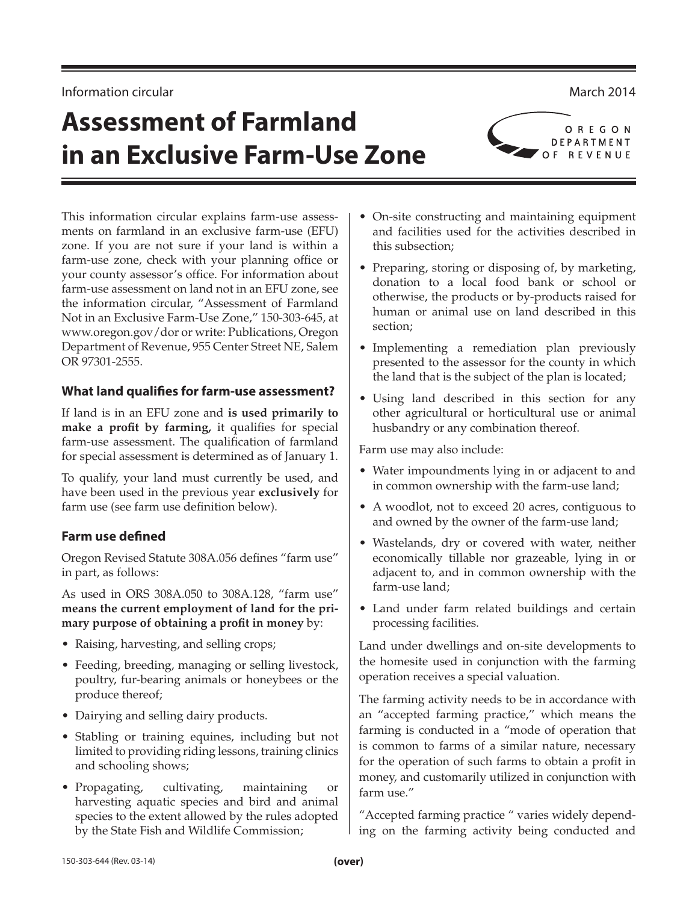Information circular

March 2014

# Assessment of Farmland in an Exclusive Farm-Use Zone

OREGON DEPARTMENT OF REVENUE

This information circular explains farm-use assessments on farmland in an exclusive farm-use (EFU) zone. If you are not sure if your land is within a farm-use zone, check with your planning office or your county assessor's office. For information about farm-use assessment on land not in an EFU zone, see the information circular, "Assessment of Farmland Not in an Exclusive Farm-Use Zone," 150-303-645, at www.oregon.gov/dor or write: Publications, Oregon Department of Revenue, 955 Center Street NE, Salem OR 97301-2555.

### What land qualifies for farm-use assessment?

If land is in an EFU zone and **is used primarily to make a profit by farming,** it qualifies for special farm-use assessment. The qualification of farmland for special assessment is determined as of January 1.

To qualify, your land must currently be used, and have been used in the previous year **exclusively** for farm use (see farm use definition below).

### Farm use defined

Oregon Revised Statute 308A.056 defines "farm use" in part, as follows:

As used in ORS 308A.050 to 308A.128, "farm use" **means the current employment of land for the primary purpose of obtaining a profit in money** by:

- Raising, harvesting, and selling crops;
- Feeding, breeding, managing or selling livestock, poultry, fur-bearing animals or honeybees or the produce thereof;
- Dairying and selling dairy products.
- Stabling or training equines, including but not limited to providing riding lessons, training clinics and schooling shows;
- Propagating, cultivating, maintaining or harvesting aquatic species and bird and animal species to the extent allowed by the rules adopted by the State Fish and Wildlife Commission;
- On-site constructing and maintaining equipment and facilities used for the activities described in this subsection;
- Preparing, storing or disposing of, by marketing, donation to a local food bank or school or otherwise, the products or by-products raised for human or animal use on land described in this section;
- Implementing a remediation plan previously presented to the assessor for the county in which the land that is the subject of the plan is located;
- Using land described in this section for any other agricultural or horticultural use or animal husbandry or any combination thereof.

Farm use may also include:

- Water impoundments lying in or adjacent to and in common ownership with the farm-use land;
- A woodlot, not to exceed 20 acres, contiguous to and owned by the owner of the farm-use land;
- Wastelands, dry or covered with water, neither economically tillable nor grazeable, lying in or adjacent to, and in common ownership with the farm-use land;
- Land under farm related buildings and certain processing facilities.

Land under dwellings and on-site developments to the homesite used in conjunction with the farming operation receives a special valuation.

The farming activity needs to be in accordance with an "accepted farming practice," which means the farming is conducted in a "mode of operation that is common to farms of a similar nature, necessary for the operation of such farms to obtain a profit in money, and customarily utilized in conjunction with farm use."

"Accepted farming practice " varies widely depending on the farming activity being conducted and

150-303-644 (Rev. 03-14)

**(over)**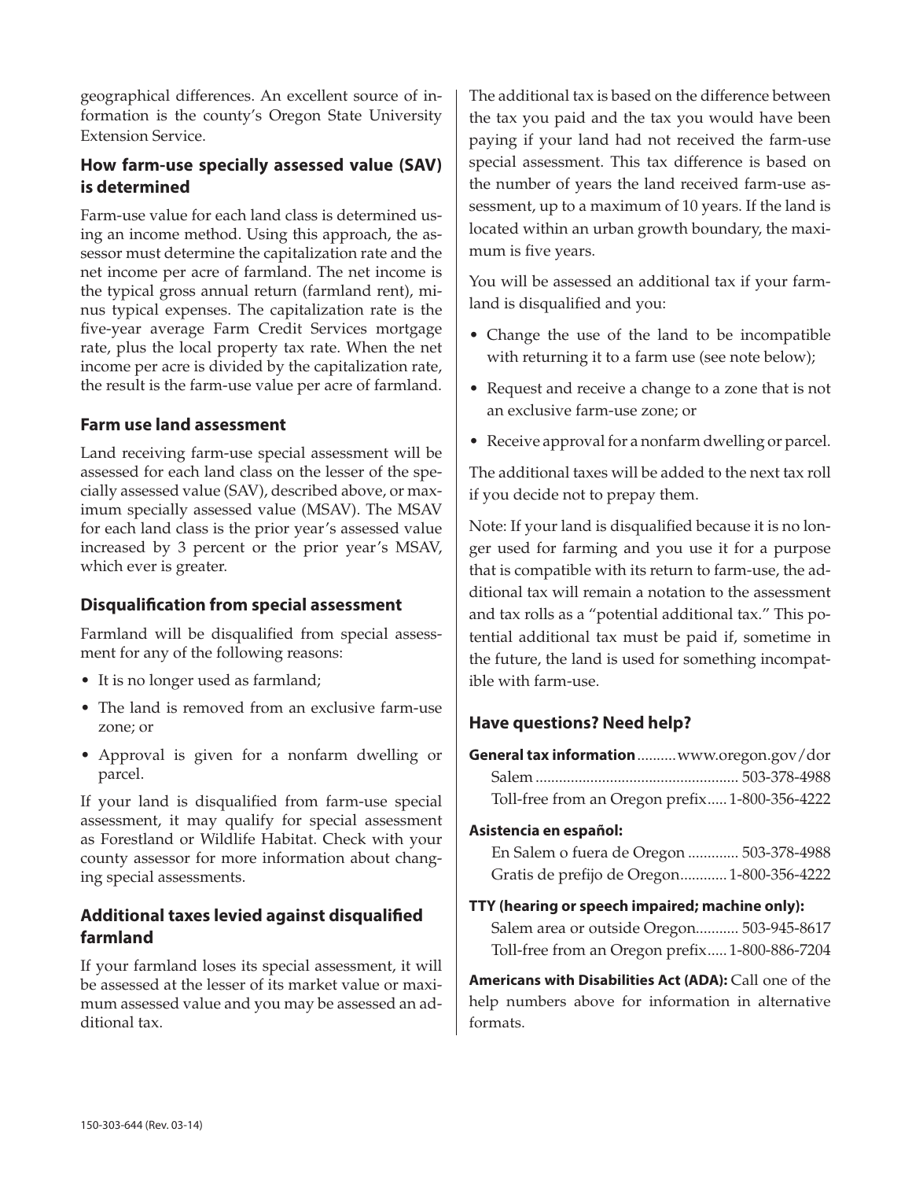geographical differences. An excellent source of information is the county's Oregon State University Extension Service.

### How farm-use specially assessed value (SAV) is determined

Farm-use value for each land class is determined using an income method. Using this approach, the assessor must determine the capitalization rate and the net income per acre of farmland. The net income is the typical gross annual return (farmland rent), minus typical expenses. The capitalization rate is the five-year average Farm Credit Services mortgage rate, plus the local property tax rate. When the net income per acre is divided by the capitalization rate, the result is the farm-use value per acre of farmland.

### Farm use land assessment

Land receiving farm-use special assessment will be assessed for each land class on the lesser of the specially assessed value (SAV), described above, or maximum specially assessed value (MSAV). The MSAV for each land class is the prior year's assessed value increased by 3 percent or the prior year's MSAV, which ever is greater.

### Disqualification from special assessment

Farmland will be disqualified from special assessment for any of the following reasons:

- It is no longer used as farmland;
- The land is removed from an exclusive farm-use zone; or
- Approval is given for a nonfarm dwelling or parcel.

If your land is disqualified from farm-use special assessment, it may qualify for special assessment as Forestland or Wildlife Habitat. Check with your county assessor for more information about changing special assessments.

### Additional taxes levied against disqualified farmland

If your farmland loses its special assessment, it will be assessed at the lesser of its market value or maximum assessed value and you may be assessed an additional tax.

The additional tax is based on the difference between the tax you paid and the tax you would have been paying if your land had not received the farm-use special assessment. This tax difference is based on the number of years the land received farm-use assessment, up to a maximum of 10 years. If the land is located within an urban growth boundary, the maximum is five years.

You will be assessed an additional tax if your farmland is disqualified and you:

- Change the use of the land to be incompatible with returning it to a farm use (see note below);
- Request and receive a change to a zone that is not an exclusive farm-use zone; or
- Receive approval for a nonfarm dwelling or parcel.

The additional taxes will be added to the next tax roll if you decide not to prepay them.

Note: If your land is disqualified because it is no longer used for farming and you use it for a purpose that is compatible with its return to farm-use, the additional tax will remain a notation to the assessment and tax rolls as a "potential additional tax." This potential additional tax must be paid if, sometime in the future, the land is used for something incompatible with farm-use.

### Have questions? Need help?

**General tax information** .......... www.oregon.gov/dor
Salem .................................................. 503-378-4988
Toll-free from an Oregon prefix ..... 1-800-356-4222

**Asistencia en español:**
En Salem o fuera de Oregon ............. 503-378-4988
Gratis de prefijo de Oregon ............ 1-800-356-4222

**TTY (hearing or speech impaired; machine only):**
Salem area or outside Oregon ........... 503-945-8617
Toll-free from an Oregon prefix ..... 1-800-886-7204

**Americans with Disabilities Act (ADA):** Call one of the help numbers above for information in alternative formats.

150-303-644 (Rev. 03-14)